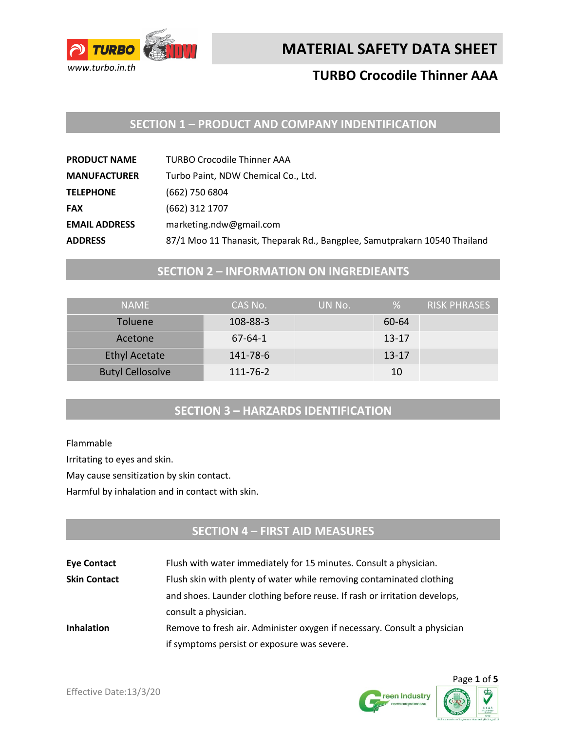# MATERIAL SAFETY DATA SHEET

## TURBO Crocodile Thinner AAA

www.turbo.in.th

## SECTION 1 – PRODUCT AND COMPANY INDENTIFICATION

**PRODUCT NAME** TURBO Crocodile Thinner AAA

**MANUFACTURER** Turbo Paint, NDW Chemical Co., Ltd.

**TELEPHONE** (662) 750 6804

**FAX** (662) 312 1707

**EMAIL ADDRESS** marketing.ndw@gmail.com

**ADDRESS** 87/1 Moo 11 Thanasit, Theparak Rd., Bangplee, Samutprakarn 10540 Thailand

## SECTION 2 – INFORMATION ON INGREDIEANTS

| NAME | CAS No. | UN No. | % | RISK PHRASES |
|---|---|---|---|---|
| Toluene | 108-88-3 | | 60-64 | |
| Acetone | 67-64-1 | | 13-17 | |
| Ethyl Acetate | 141-78-6 | | 13-17 | |
| Butyl Cellosolve | 111-76-2 | | 10 | |

## SECTION 3 – HARZARDS IDENTIFICATION

Flammable

Irritating to eyes and skin.

May cause sensitization by skin contact.

Harmful by inhalation and in contact with skin.

## SECTION 4 – FIRST AID MEASURES

**Eye Contact** Flush with water immediately for 15 minutes. Consult a physician.

**Skin Contact** Flush skin with plenty of water while removing contaminated clothing and shoes. Launder clothing before reuse. If rash or irritation develops, consult a physician.

**Inhalation** Remove to fresh air. Administer oxygen if necessary. Consult a physician if symptoms persist or exposure was severe.

Effective Date:13/3/20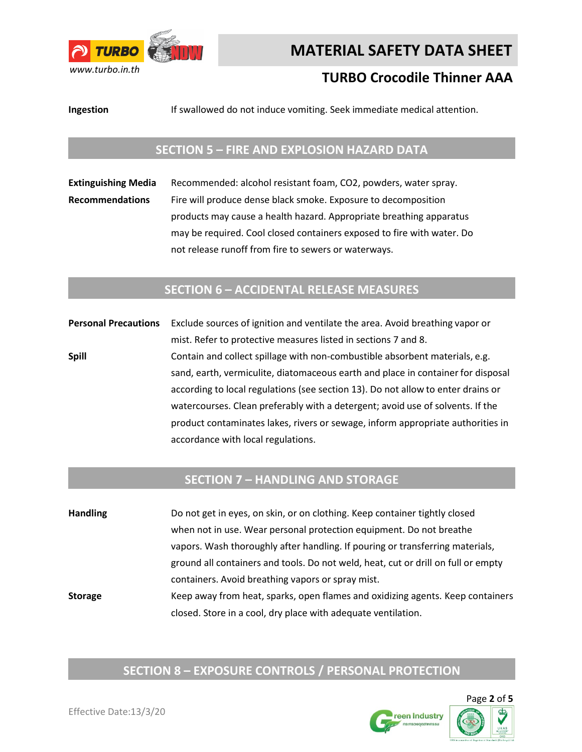**Ingestion** If swallowed do not induce vomiting. Seek immediate medical attention.

## SECTION 5 – FIRE AND EXPLOSION HAZARD DATA

**Extinguishing Media** Recommended: alcohol resistant foam, $CO_2$, powders, water spray.

**Recommendations** Fire will produce dense black smoke. Exposure to decomposition products may cause a health hazard. Appropriate breathing apparatus may be required. Cool closed containers exposed to fire with water. Do not release runoff from fire to sewers or waterways.

## SECTION 6 – ACCIDENTAL RELEASE MEASURES

**Personal Precautions** Exclude sources of ignition and ventilate the area. Avoid breathing vapor or mist. Refer to protective measures listed in sections 7 and 8.

**Spill** Contain and collect spillage with non-combustible absorbent materials, e.g. sand, earth, vermiculite, diatomaceous earth and place in container for disposal according to local regulations (see section 13). Do not allow to enter drains or watercourses. Clean preferably with a detergent; avoid use of solvents. If the product contaminates lakes, rivers or sewage, inform appropriate authorities in accordance with local regulations.

## SECTION 7 – HANDLING AND STORAGE

**Handling** Do not get in eyes, on skin, or on clothing. Keep container tightly closed when not in use. Wear personal protection equipment. Do not breathe vapors. Wash thoroughly after handling. If pouring or transferring materials, ground all containers and tools. Do not weld, heat, cut or drill on full or empty containers. Avoid breathing vapors or spray mist.

**Storage** Keep away from heat, sparks, open flames and oxidizing agents. Keep containers closed. Store in a cool, dry place with adequate ventilation.

## SECTION 8 – EXPOSURE CONTROLS / PERSONAL PROTECTION

Effective Date:13/3/20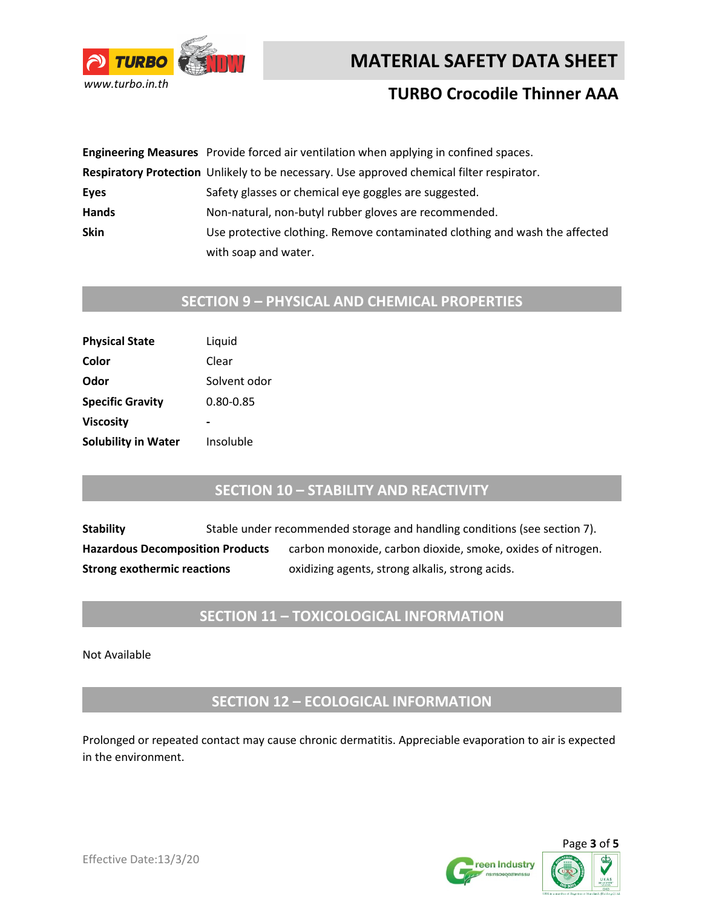| | |
|---|---|
| **Engineering Measures** | Provide forced air ventilation when applying in confined spaces. |
| **Respiratory Protection** | Unlikely to be necessary. Use approved chemical filter respirator. |
| **Eyes** | Safety glasses or chemical eye goggles are suggested. |
| **Hands** | Non-natural, non-butyl rubber gloves are recommended. |
| **Skin** | Use protective clothing. Remove contaminated clothing and wash the affected with soap and water. |

## SECTION 9 – PHYSICAL AND CHEMICAL PROPERTIES

| | |
|---|---|
| **Physical State** | Liquid |
| **Color** | Clear |
| **Odor** | Solvent odor |
| **Specific Gravity** | 0.80-0.85 |
| **Viscosity** | - |
| **Solubility in Water** | Insoluble |

## SECTION 10 – STABILITY AND REACTIVITY

| | |
|---|---|
| **Stability** | Stable under recommended storage and handling conditions (see section 7). |
| **Hazardous Decomposition Products** | carbon monoxide, carbon dioxide, smoke, oxides of nitrogen. |
| **Strong exothermic reactions** | oxidizing agents, strong alkalis, strong acids. |

## SECTION 11 – TOXICOLOGICAL INFORMATION

Not Available

## SECTION 12 – ECOLOGICAL INFORMATION

Prolonged or repeated contact may cause chronic dermatitis. Appreciable evaporation to air is expected in the environment.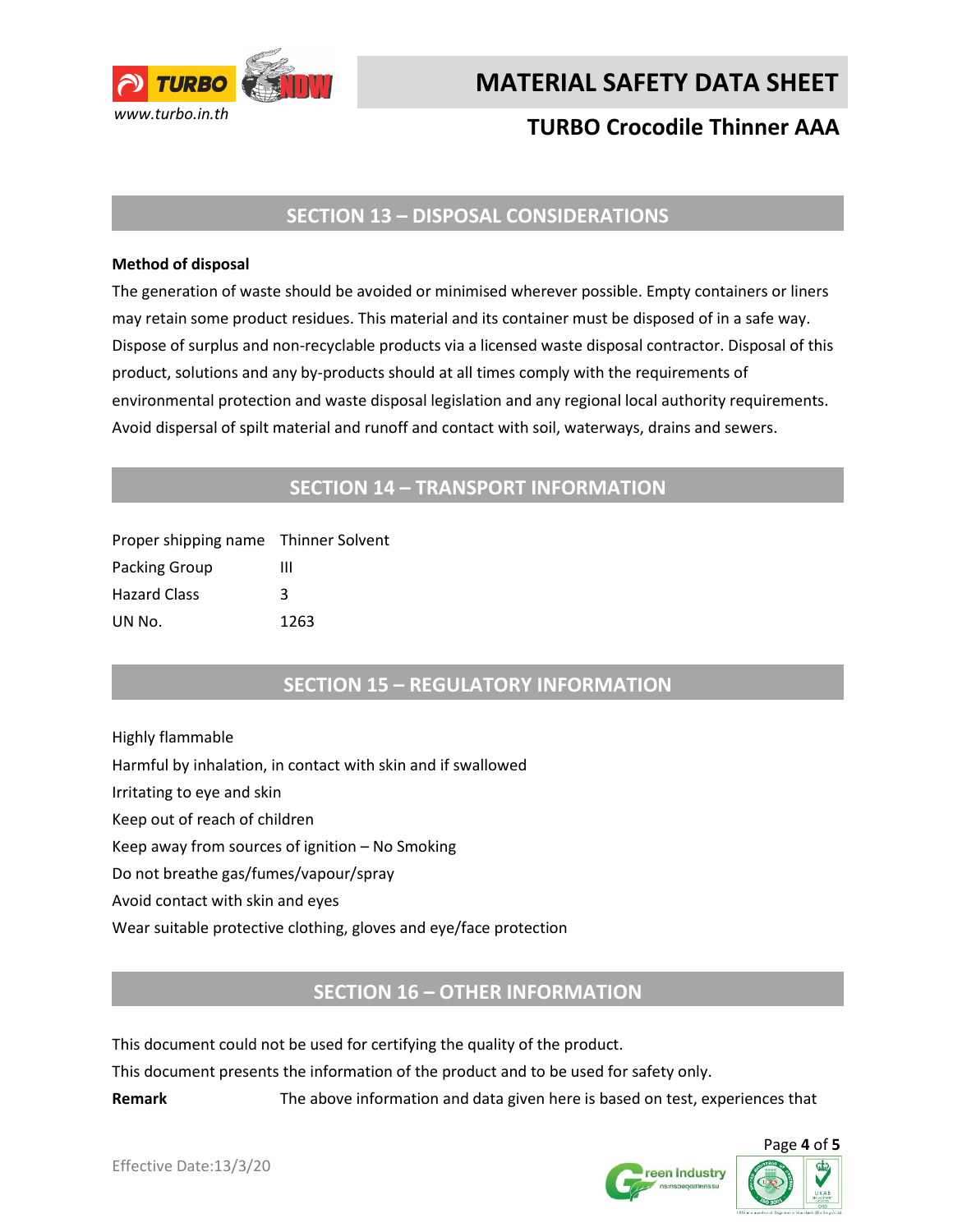## SECTION 13 – DISPOSAL CONSIDERATIONS

**Method of disposal**

The generation of waste should be avoided or minimised wherever possible. Empty containers or liners may retain some product residues. This material and its container must be disposed of in a safe way. Dispose of surplus and non-recyclable products via a licensed waste disposal contractor. Disposal of this product, solutions and any by-products should at all times comply with the requirements of environmental protection and waste disposal legislation and any regional local authority requirements. Avoid dispersal of spilt material and runoff and contact with soil, waterways, drains and sewers.

## SECTION 14 – TRANSPORT INFORMATION

| | |
|---|---|
| Proper shipping name | Thinner Solvent |
| Packing Group | III |
| Hazard Class | 3 |
| UN No. | 1263 |

## SECTION 15 – REGULATORY INFORMATION

Highly flammable

Harmful by inhalation, in contact with skin and if swallowed

Irritating to eye and skin

Keep out of reach of children

Keep away from sources of ignition – No Smoking

Do not breathe gas/fumes/vapour/spray

Avoid contact with skin and eyes

Wear suitable protective clothing, gloves and eye/face protection

## SECTION 16 – OTHER INFORMATION

This document could not be used for certifying the quality of the product.

This document presents the information of the product and to be used for safety only.

**Remark** The above information and data given here is based on test, experiences that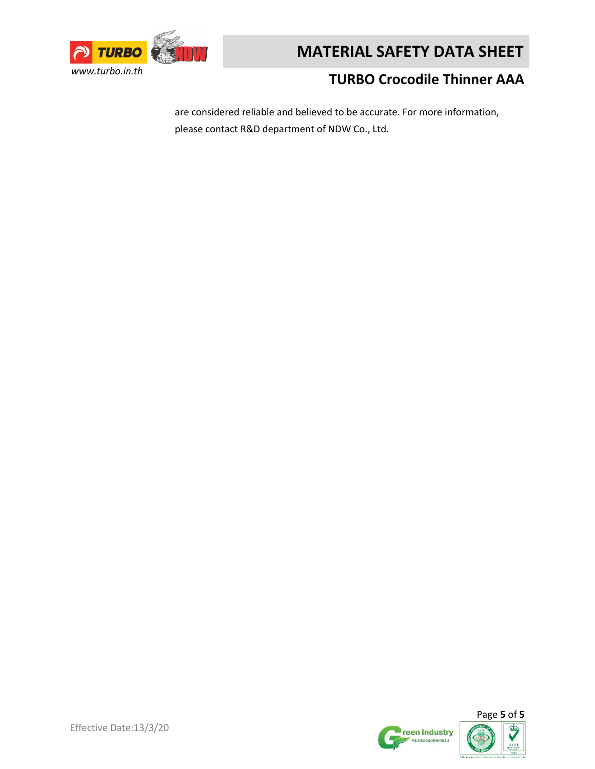are considered reliable and believed to be accurate. For more information, please contact R&D department of NDW Co., Ltd.